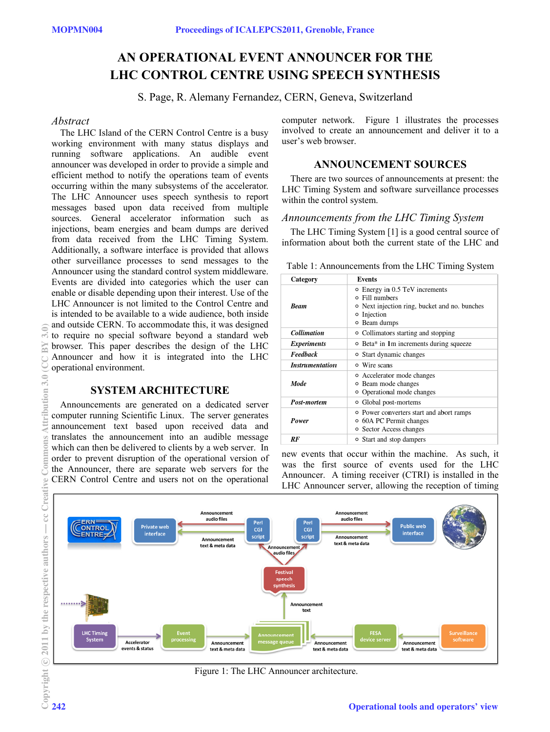# AN OPERATIONAL EVENT ANNOUNCER FOR THE LHC CONTROL CENTRE USING SPEECH SYNTHESIS

S. Page, R. Alemany Fernandez, CERN, Geneva, Switzerland

## *Abstract*

The LHC Island of the CERN Control Centre is a busy working environment with many status displays and running software applications. An audible event announcer was developed in order to provide a simple and efficient method to notify the operations team of events occurring within the many subsystems of the accelerator. The LHC Announcer uses speech synthesis to report messages based upon data received from multiple sources. General accelerator information such as injections, beam energies and beam dumps are derived from data received from the LHC Timing System. Additionally, a software interface is provided that allows other surveillance processes to send messages to the Announcer using the standard control system middleware. Events are divided into categories which the user can enable or disable depending upon their interest. Use of the LHC Announcer is not limited to the Control Centre and is intended to be available to a wide audience, both inside and outside CERN. To accommodate this, it was designed to require no special software beyond a standard web browser. This paper describes the design of the LHC Announcer and how it is integrated into the LHC operational environment.

## SYSTEM ARCHITECTURE

Announcements are generated on a dedicated server computer running Scientific Linux. The server generates announcement text based upon received data and translates the announcement into an audible message which can then be delivered to clients by a web server. In order to prevent disruption of the operational version of the Announcer, there are separate web servers for the CERN Control Centre and users not on the operational computer network. Figure 1 illustrates the processes involved to create an announcement and deliver it to a user's web browser.

## ANNOUNCEMENT SOURCES

There are two sources of announcements at present: the LHC Timing System and software surveillance processes within the control system.

### *Announcements from the LHC Timing System*

The LHC Timing System [1] is a good central source of information about both the current state of the LHC and new events that occur within the machine. As such, it was the first source of events used for the LHC Announcer. A timing receiver (CTRI) is installed in the LHC Announcer server, allowing the reception of timing

Table 1: Announcements from the LHC Timing System

| Category | Events |
|---|---|
| ***Beam*** | ○ Energy in 0.5 TeV increments<br>○ Fill numbers<br>○ Next injection ring, bucket and no. bunches<br>○ Injection<br>○ Beam dumps |
| ***Collimation*** | ○ Collimators starting and stopping |
| ***Experiments*** | ○ Beta* in 1m increments during squeeze |
| ***Feedback*** | ○ Start dynamic changes |
| ***Instrumentation*** | ○ Wire scans |
| ***Mode*** | ○ Accelerator mode changes<br>○ Beam mode changes<br>○ Operational mode changes |
| ***Post-mortem*** | ○ Global post-mortems |
| ***Power*** | ○ Power converters start and abort ramps<br>○ 60A PC Permit changes<br>○ Sector Access changes |
| ***RF*** | ○ Start and stop dampers |

Figure 1: The LHC Announcer architecture.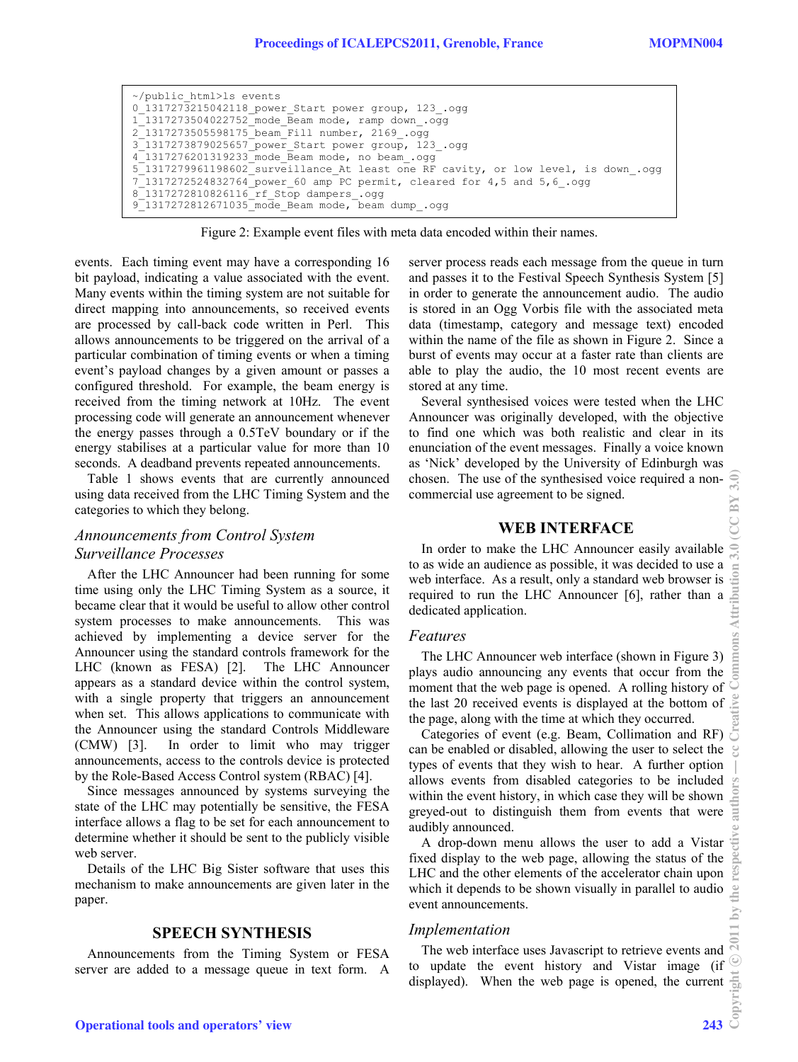```
~/public_html>ls events
0_1317273215042118_power_Start power group, 123_.ogg
1_1317273504022752_mode_Beam mode, ramp down_.ogg
2_1317273505598175_beam_Fill number, 2169_.ogg
3_1317273879025657_power_Start power group, 123_.ogg
4_1317276201319233_mode_Beam mode, no beam_.ogg
5_1317279961198602_surveillance_At least one RF cavity, or low level, is down_.ogg
7_1317272524832764_power_60 amp PC permit, cleared for 4,5 and 5,6_.ogg
8_1317272810826116_rf_Stop dampers_.ogg
9_1317272812671035_mode_Beam mode, beam dump_.ogg
```

Figure 2: Example event files with meta data encoded within their names.

events. Each timing event may have a corresponding 16 bit payload, indicating a value associated with the event. Many events within the timing system are not suitable for direct mapping into announcements, so received events are processed by call-back code written in Perl. This allows announcements to be triggered on the arrival of a particular combination of timing events or when a timing event's payload changes by a given amount or passes a configured threshold. For example, the beam energy is received from the timing network at 10Hz. The event processing code will generate an announcement whenever the energy passes through a 0.5TeV boundary or if the energy stabilises at a particular value for more than 10 seconds. A deadband prevents repeated announcements.

Table 1 shows events that are currently announced using data received from the LHC Timing System and the categories to which they belong.

### *Announcements from Control System Surveillance Processes*

After the LHC Announcer had been running for some time using only the LHC Timing System as a source, it became clear that it would be useful to allow other control system processes to make announcements. This was achieved by implementing a device server for the Announcer using the standard controls framework for the LHC (known as FESA) [2]. The LHC Announcer appears as a standard device within the control system, with a single property that triggers an announcement when set. This allows applications to communicate with the Announcer using the standard Controls Middleware (CMW) [3]. In order to limit who may trigger announcements, access to the controls device is protected by the Role-Based Access Control system (RBAC) [4].

Since messages announced by systems surveying the state of the LHC may potentially be sensitive, the FESA interface allows a flag to be set for each announcement to determine whether it should be sent to the publicly visible web server.

Details of the LHC Big Sister software that uses this mechanism to make announcements are given later in the paper.

## SPEECH SYNTHESIS

Announcements from the Timing System or FESA server are added to a message queue in text form. A server process reads each message from the queue in turn and passes it to the Festival Speech Synthesis System [5] in order to generate the announcement audio. The audio is stored in an Ogg Vorbis file with the associated meta data (timestamp, category and message text) encoded within the name of the file as shown in Figure 2. Since a burst of events may occur at a faster rate than clients are able to play the audio, the 10 most recent events are stored at any time.

Several synthesised voices were tested when the LHC Announcer was originally developed, with the objective to find one which was both realistic and clear in its enunciation of the event messages. Finally a voice known as 'Nick' developed by the University of Edinburgh was chosen. The use of the synthesised voice required a non-commercial use agreement to be signed.

## WEB INTERFACE

In order to make the LHC Announcer easily available to as wide an audience as possible, it was decided to use a web interface. As a result, only a standard web browser is required to run the LHC Announcer [6], rather than a dedicated application.

### *Features*

The LHC Announcer web interface (shown in Figure 3) plays audio announcing any events that occur from the moment that the web page is opened. A rolling history of the last 20 received events is displayed at the bottom of the page, along with the time at which they occurred.

Categories of event (e.g. Beam, Collimation and RF) can be enabled or disabled, allowing the user to select the types of events that they wish to hear. A further option allows events from disabled categories to be included within the event history, in which case they will be shown greyed-out to distinguish them from events that were audibly announced.

A drop-down menu allows the user to add a Vistar fixed display to the web page, allowing the status of the LHC and the other elements of the accelerator chain upon which it depends to be shown visually in parallel to audio event announcements.

### *Implementation*

The web interface uses Javascript to retrieve events and to update the event history and Vistar image (if displayed). When the web page is opened, the current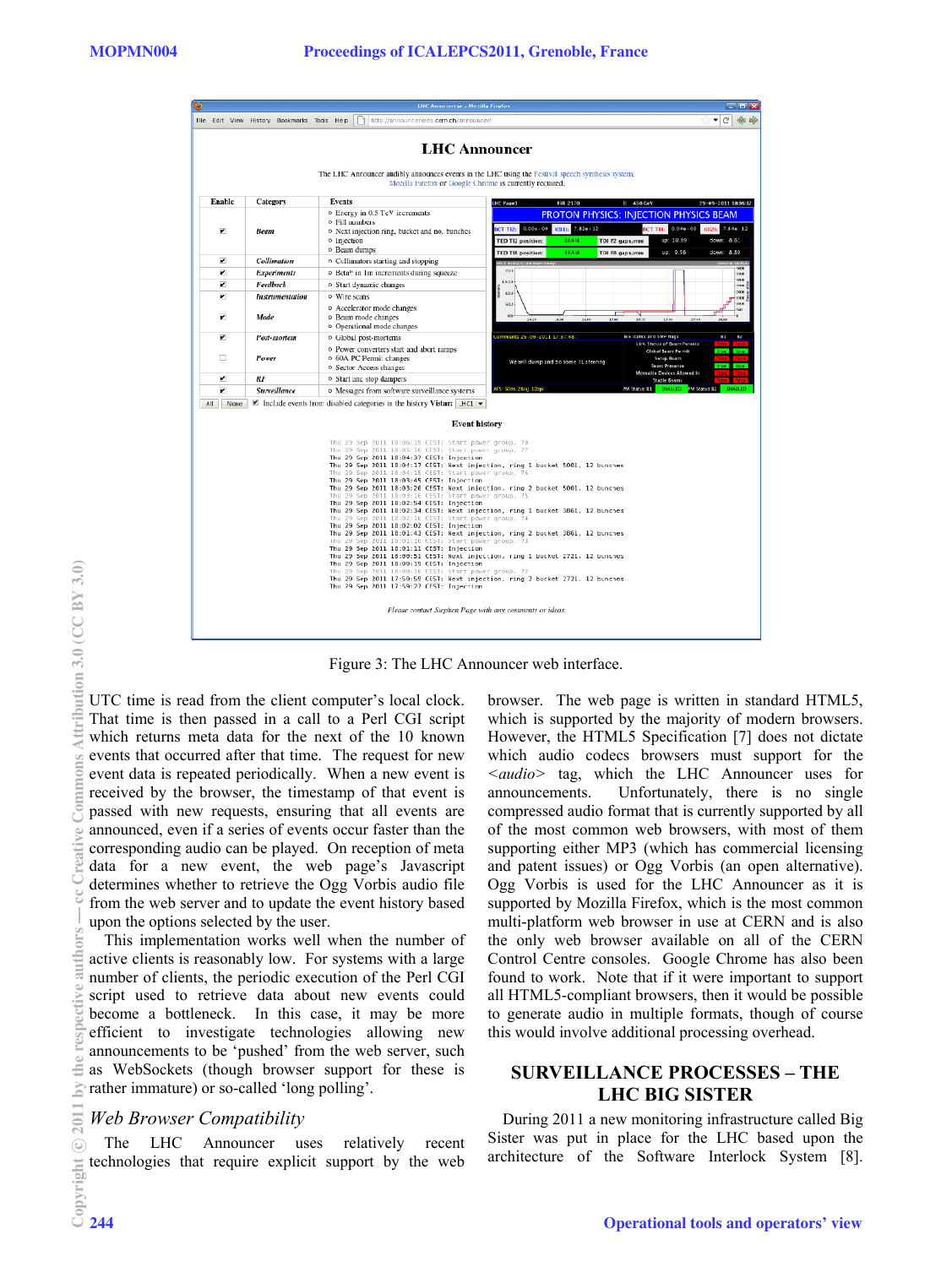Figure 3: The LHC Announcer web interface.

UTC time is read from the client computer's local clock. That time is then passed in a call to a Perl CGI script which returns meta data for the next of the 10 known events that occurred after that time. The request for new event data is repeated periodically. When a new event is received by the browser, the timestamp of that event is passed with new requests, ensuring that all events are announced, even if a series of events occur faster than the corresponding audio can be played. On reception of meta data for a new event, the web page's Javascript determines whether to retrieve the Ogg Vorbis audio file from the web server and to update the event history based upon the options selected by the user.

This implementation works well when the number of active clients is reasonably low. For systems with a large number of clients, the periodic execution of the Perl CGI script used to retrieve data about new events could become a bottleneck. In this case, it may be more efficient to investigate technologies allowing new announcements to be 'pushed' from the web server, such as WebSockets (though browser support for these is rather immature) or so-called 'long polling'.

### *Web Browser Compatibility*

The LHC Announcer uses relatively recent technologies that require explicit support by the web browser. The web page is written in standard HTML5, which is supported by the majority of modern browsers. However, the HTML5 Specification [7] does not dictate which audio codecs browsers must support for the *<audio>* tag, which the LHC Announcer uses for announcements. Unfortunately, there is no single compressed audio format that is currently supported by all of the most common web browsers, with most of them supporting either MP3 (which has commercial licensing and patent issues) or Ogg Vorbis (an open alternative). Ogg Vorbis is used for the LHC Announcer as it is supported by Mozilla Firefox, which is the most common multi-platform web browser in use at CERN and is also the only web browser available on all of the CERN Control Centre consoles. Google Chrome has also been found to work. Note that if it were important to support all HTML5-compliant browsers, then it would be possible to generate audio in multiple formats, though of course this would involve additional processing overhead.

## SURVEILLANCE PROCESSES – THE LHC BIG SISTER

During 2011 a new monitoring infrastructure called Big Sister was put in place for the LHC based upon the architecture of the Software Interlock System [8].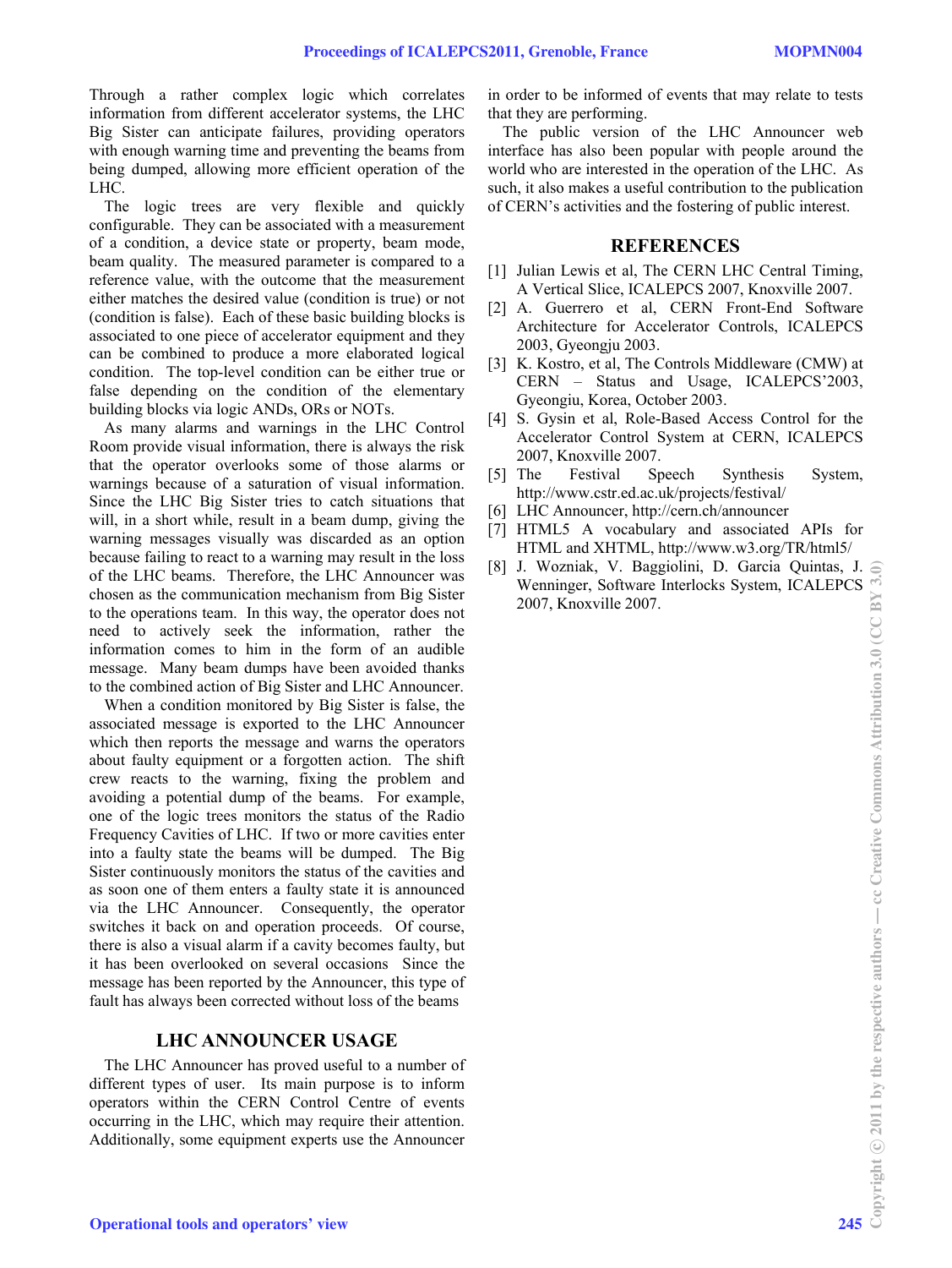Through a rather complex logic which correlates information from different accelerator systems, the LHC Big Sister can anticipate failures, providing operators with enough warning time and preventing the beams from being dumped, allowing more efficient operation of the LHC.

The logic trees are very flexible and quickly configurable. They can be associated with a measurement of a condition, a device state or property, beam mode, beam quality. The measured parameter is compared to a reference value, with the outcome that the measurement either matches the desired value (condition is true) or not (condition is false). Each of these basic building blocks is associated to one piece of accelerator equipment and they can be combined to produce a more elaborated logical condition. The top-level condition can be either true or false depending on the condition of the elementary building blocks via logic ANDs, ORs or NOTs.

As many alarms and warnings in the LHC Control Room provide visual information, there is always the risk that the operator overlooks some of those alarms or warnings because of a saturation of visual information. Since the LHC Big Sister tries to catch situations that will, in a short while, result in a beam dump, giving the warning messages visually was discarded as an option because failing to react to a warning may result in the loss of the LHC beams. Therefore, the LHC Announcer was chosen as the communication mechanism from Big Sister to the operations team. In this way, the operator does not need to actively seek the information, rather the information comes to him in the form of an audible message. Many beam dumps have been avoided thanks to the combined action of Big Sister and LHC Announcer.

When a condition monitored by Big Sister is false, the associated message is exported to the LHC Announcer which then reports the message and warns the operators about faulty equipment or a forgotten action. The shift crew reacts to the warning, fixing the problem and avoiding a potential dump of the beams. For example, one of the logic trees monitors the status of the Radio Frequency Cavities of LHC. If two or more cavities enter into a faulty state the beams will be dumped. The Big Sister continuously monitors the status of the cavities and as soon one of them enters a faulty state it is announced via the LHC Announcer. Consequently, the operator switches it back on and operation proceeds. Of course, there is also a visual alarm if a cavity becomes faulty, but it has been overlooked on several occasions Since the message has been reported by the Announcer, this type of fault has always been corrected without loss of the beams

## LHC ANNOUNCER USAGE

The LHC Announcer has proved useful to a number of different types of user. Its main purpose is to inform operators within the CERN Control Centre of events occurring in the LHC, which may require their attention. Additionally, some equipment experts use the Announcer in order to be informed of events that may relate to tests that they are performing.

The public version of the LHC Announcer web interface has also been popular with people around the world who are interested in the operation of the LHC. As such, it also makes a useful contribution to the publication of CERN's activities and the fostering of public interest.

## REFERENCES

[1] Julian Lewis et al, The CERN LHC Central Timing, A Vertical Slice, ICALEPCS 2007, Knoxville 2007.

[2] A. Guerrero et al, CERN Front-End Software Architecture for Accelerator Controls, ICALEPCS 2003, Gyeongju 2003.

[3] K. Kostro, et al, The Controls Middleware (CMW) at CERN – Status and Usage, ICALEPCS'2003, Gyeongiu, Korea, October 2003.

[4] S. Gysin et al, Role-Based Access Control for the Accelerator Control System at CERN, ICALEPCS 2007, Knoxville 2007.

[5] The Festival Speech Synthesis System, http://www.cstr.ed.ac.uk/projects/festival/

[6] LHC Announcer, http://cern.ch/announcer

[7] HTML5 A vocabulary and associated APIs for HTML and XHTML, http://www.w3.org/TR/html5/

[8] J. Wozniak, V. Baggiolini, D. Garcia Quintas, J. Wenninger, Software Interlocks System, ICALEPCS 2007, Knoxville 2007.